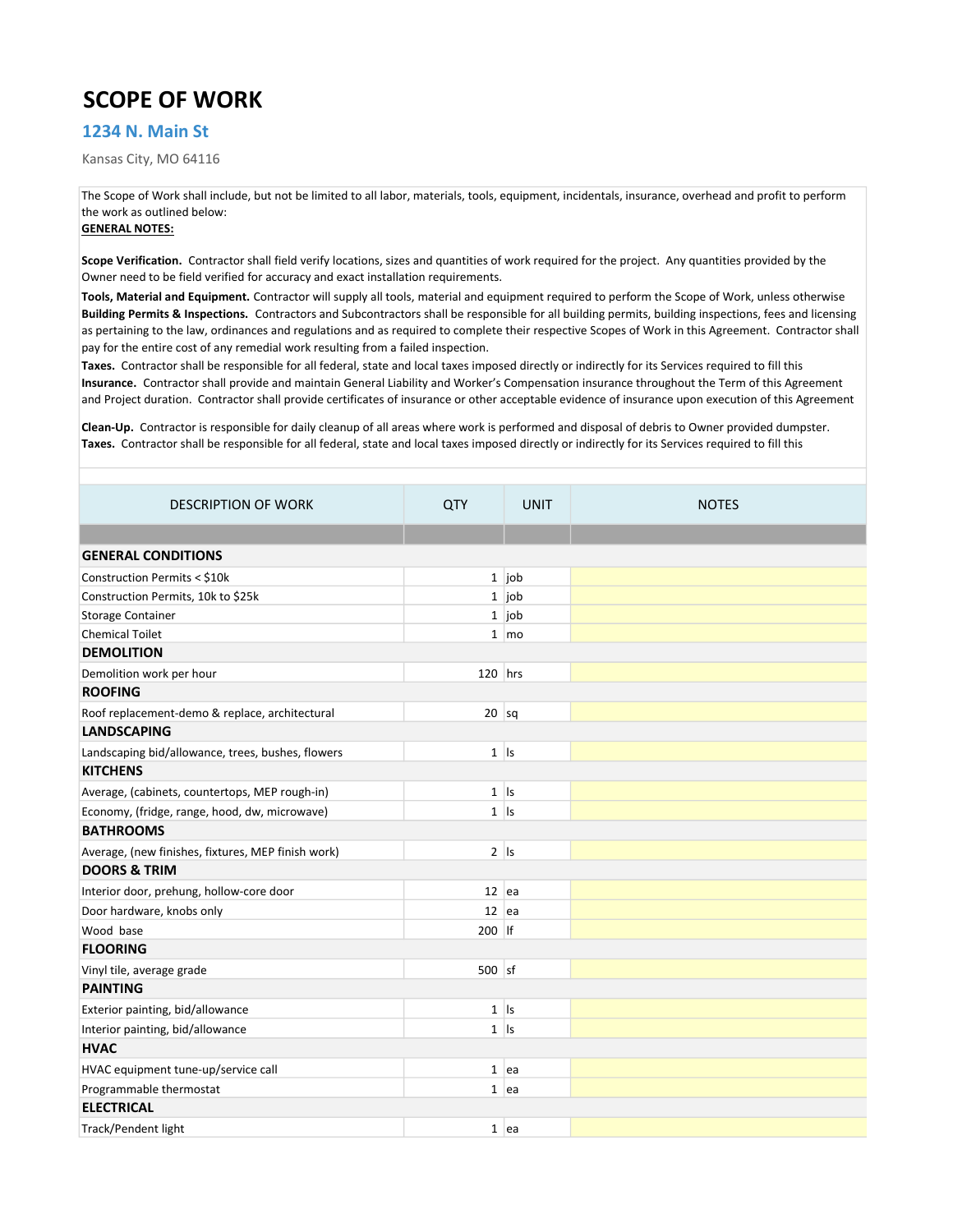# SCOPE OF WORK

## 1234 N. Main St

Kansas City, MO 64116

The Scope of Work shall include, but not be limited to all labor, materials, tools, equipment, incidentals, insurance, overhead and profit to perform the work as outlined below:

**GENERAL NOTES:**

**Scope Verification.** Contractor shall field verify locations, sizes and quantities of work required for the project. Any quantities provided by the Owner need to be field verified for accuracy and exact installation requirements.

**Tools, Material and Equipment.** Contractor will supply all tools, material and equipment required to perform the Scope of Work, unless otherwise

**Building Permits & Inspections.** Contractors and Subcontractors shall be responsible for all building permits, building inspections, fees and licensing as pertaining to the law, ordinances and regulations and as required to complete their respective Scopes of Work in this Agreement. Contractor shall pay for the entire cost of any remedial work resulting from a failed inspection.

**Taxes.** Contractor shall be responsible for all federal, state and local taxes imposed directly or indirectly for its Services required to fill this

**Insurance.** Contractor shall provide and maintain General Liability and Worker's Compensation insurance throughout the Term of this Agreement and Project duration. Contractor shall provide certificates of insurance or other acceptable evidence of insurance upon execution of this Agreement

**Clean-Up.** Contractor is responsible for daily cleanup of all areas where work is performed and disposal of debris to Owner provided dumpster.

**Taxes.** Contractor shall be responsible for all federal, state and local taxes imposed directly or indirectly for its Services required to fill this

| DESCRIPTION OF WORK | QTY | UNIT | NOTES |
|---|---|---|---|
| **GENERAL CONDITIONS** | | | |
| Construction Permits < $10k | 1 | job | |
| Construction Permits, 10k to $25k | 1 | job | |
| Storage Container | 1 | job | |
| Chemical Toilet | 1 | mo | |
| **DEMOLITION** | | | |
| Demolition work per hour | 120 | hrs | |
| **ROOFING** | | | |
| Roof replacement-demo & replace, architectural | 20 | sq | |
| **LANDSCAPING** | | | |
| Landscaping bid/allowance, trees, bushes, flowers | 1 | ls | |
| **KITCHENS** | | | |
| Average, (cabinets, countertops, MEP rough-in) | 1 | ls | |
| Economy, (fridge, range, hood, dw, microwave) | 1 | ls | |
| **BATHROOMS** | | | |
| Average, (new finishes, fixtures, MEP finish work) | 2 | ls | |
| **DOORS & TRIM** | | | |
| Interior door, prehung, hollow-core door | 12 | ea | |
| Door hardware, knobs only | 12 | ea | |
| Wood base | 200 | lf | |
| **FLOORING** | | | |
| Vinyl tile, average grade | 500 | sf | |
| **PAINTING** | | | |
| Exterior painting, bid/allowance | 1 | ls | |
| Interior painting, bid/allowance | 1 | ls | |
| **HVAC** | | | |
| HVAC equipment tune-up/service call | 1 | ea | |
| Programmable thermostat | 1 | ea | |
| **ELECTRICAL** | | | |
| Track/Pendent light | 1 | ea | |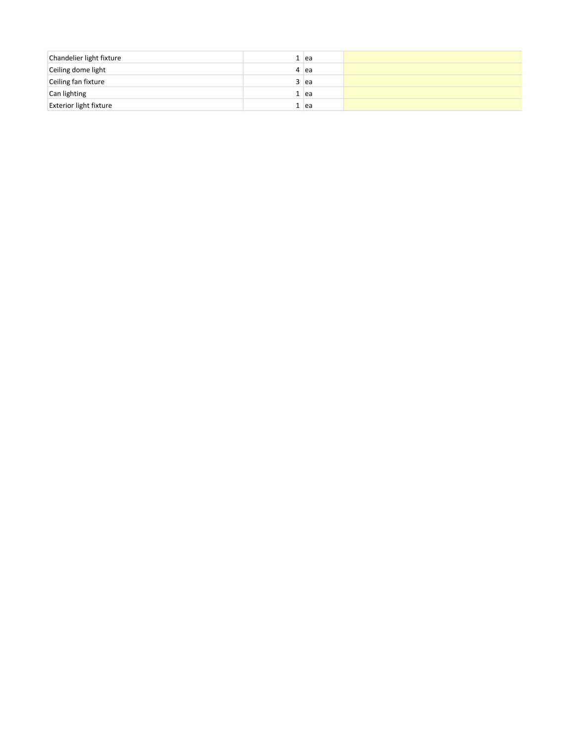| | | | |
|---|---|---|---|
| Chandelier light fixture | 1 | ea | |
| Ceiling dome light | 4 | ea | |
| Ceiling fan fixture | 3 | ea | |
| Can lighting | 1 | ea | |
| Exterior light fixture | 1 | ea | |